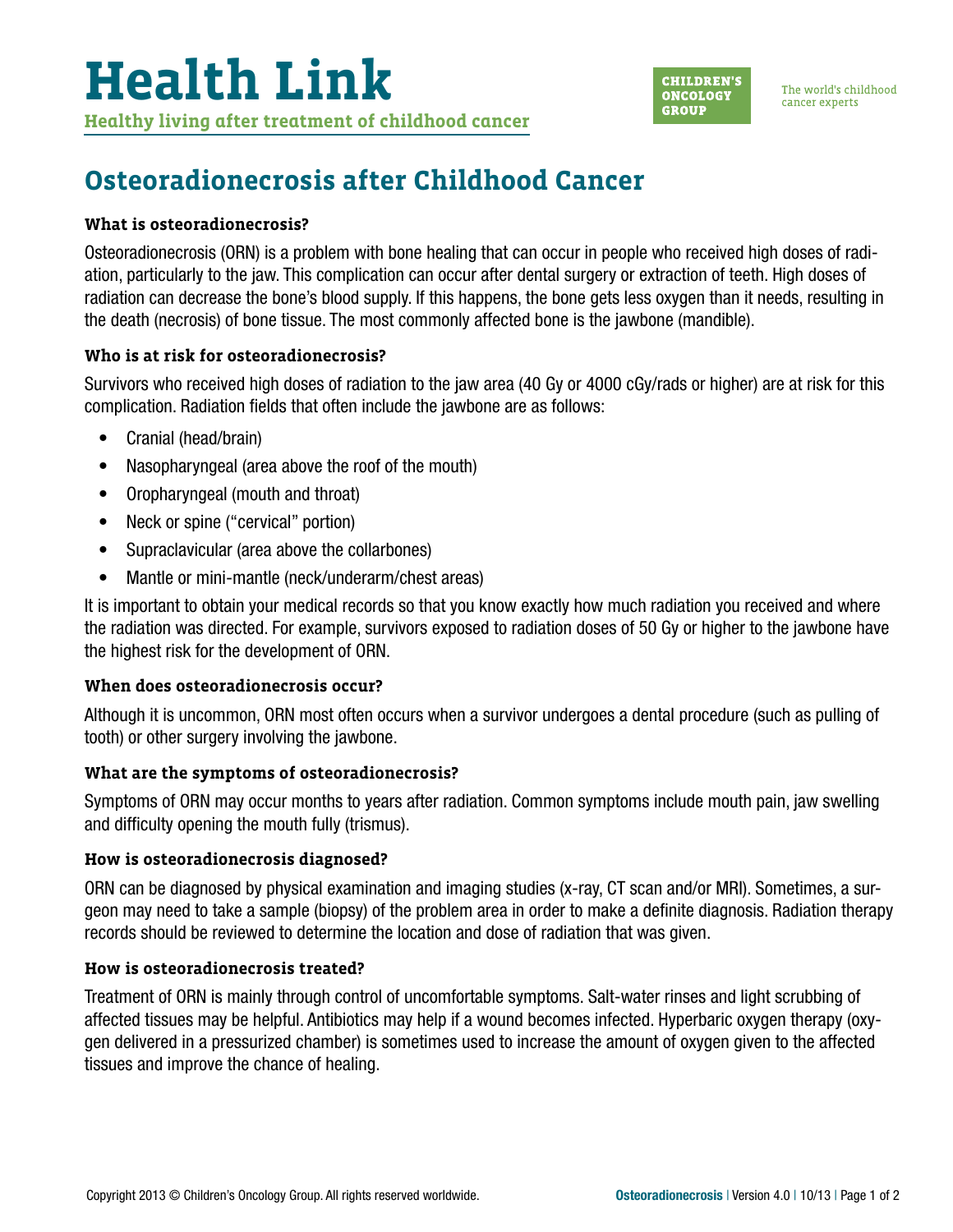# Health Link

**Healthy living after treatment of childhood cancer**

CHILDREN'S ONCOLOGY GROUP

The world's childhood cancer experts

## Osteoradionecrosis after Childhood Cancer

### What is osteoradionecrosis?

Osteoradionecrosis (ORN) is a problem with bone healing that can occur in people who received high doses of radiation, particularly to the jaw. This complication can occur after dental surgery or extraction of teeth. High doses of radiation can decrease the bone's blood supply. If this happens, the bone gets less oxygen than it needs, resulting in the death (necrosis) of bone tissue. The most commonly affected bone is the jawbone (mandible).

### Who is at risk for osteoradionecrosis?

Survivors who received high doses of radiation to the jaw area (40 Gy or 4000 cGy/rads or higher) are at risk for this complication. Radiation fields that often include the jawbone are as follows:

- Cranial (head/brain)
- Nasopharyngeal (area above the roof of the mouth)
- Oropharyngeal (mouth and throat)
- Neck or spine ("cervical" portion)
- Supraclavicular (area above the collarbones)
- Mantle or mini-mantle (neck/underarm/chest areas)

It is important to obtain your medical records so that you know exactly how much radiation you received and where the radiation was directed. For example, survivors exposed to radiation doses of 50 Gy or higher to the jawbone have the highest risk for the development of ORN.

### When does osteoradionecrosis occur?

Although it is uncommon, ORN most often occurs when a survivor undergoes a dental procedure (such as pulling of tooth) or other surgery involving the jawbone.

### What are the symptoms of osteoradionecrosis?

Symptoms of ORN may occur months to years after radiation. Common symptoms include mouth pain, jaw swelling and difficulty opening the mouth fully (trismus).

### How is osteoradionecrosis diagnosed?

ORN can be diagnosed by physical examination and imaging studies (x-ray, CT scan and/or MRI). Sometimes, a surgeon may need to take a sample (biopsy) of the problem area in order to make a definite diagnosis. Radiation therapy records should be reviewed to determine the location and dose of radiation that was given.

### How is osteoradionecrosis treated?

Treatment of ORN is mainly through control of uncomfortable symptoms. Salt-water rinses and light scrubbing of affected tissues may be helpful. Antibiotics may help if a wound becomes infected. Hyperbaric oxygen therapy (oxygen delivered in a pressurized chamber) is sometimes used to increase the amount of oxygen given to the affected tissues and improve the chance of healing.

Copyright 2013 © Children's Oncology Group. All rights reserved worldwide.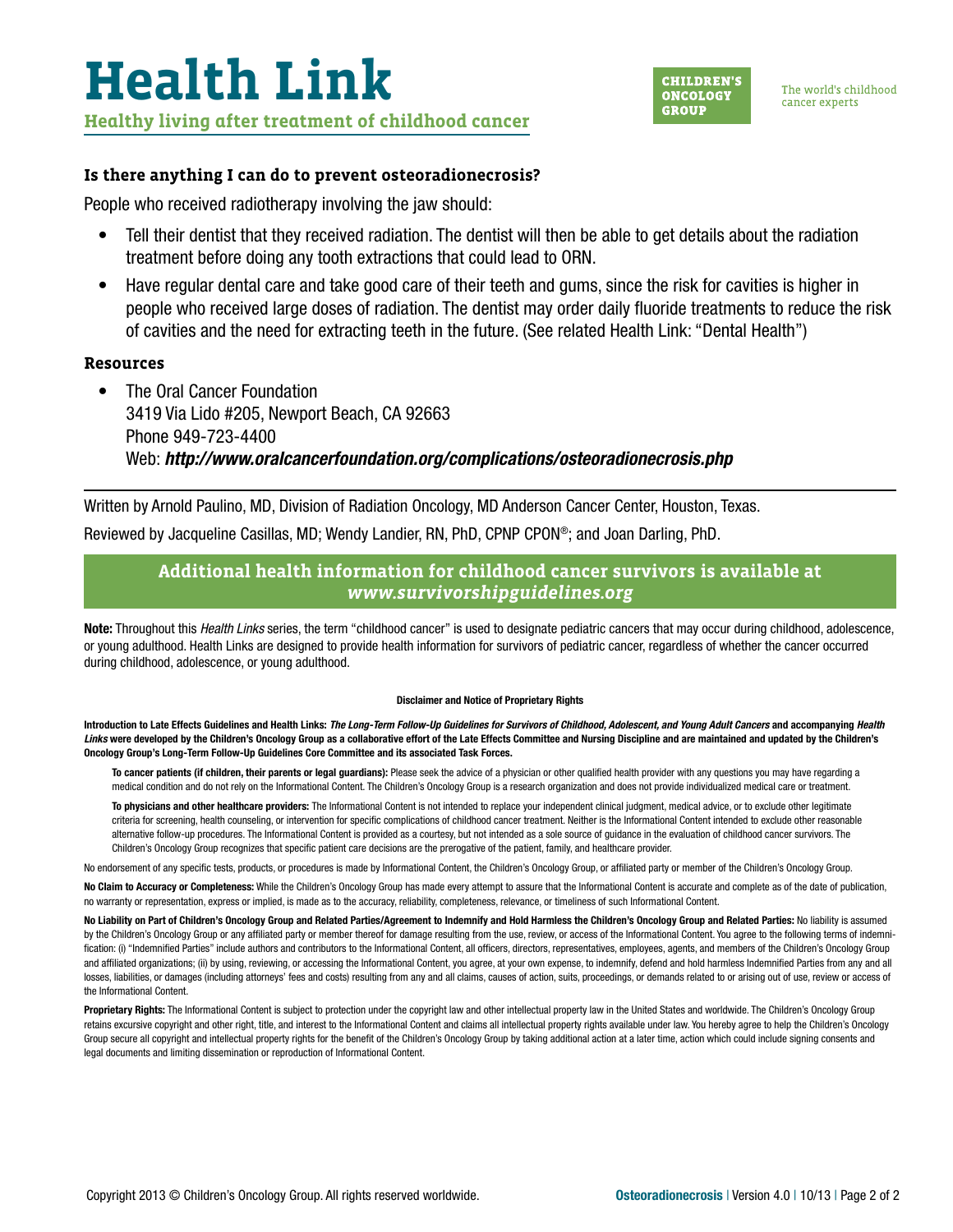### Is there anything I can do to prevent osteoradionecrosis?

People who received radiotherapy involving the jaw should:

- Tell their dentist that they received radiation. The dentist will then be able to get details about the radiation treatment before doing any tooth extractions that could lead to ORN.
- Have regular dental care and take good care of their teeth and gums, since the risk for cavities is higher in people who received large doses of radiation. The dentist may order daily fluoride treatments to reduce the risk of cavities and the need for extracting teeth in the future. (See related Health Link: "Dental Health")

### Resources

- The Oral Cancer Foundation
  3419 Via Lido #205, Newport Beach, CA 92663
  Phone 949-723-4400
  Web: ***http://www.oralcancerfoundation.org/complications/osteoradionecrosis.php***

---

Written by Arnold Paulino, MD, Division of Radiation Oncology, MD Anderson Cancer Center, Houston, Texas.

Reviewed by Jacqueline Casillas, MD; Wendy Landier, RN, PhD, CPNP CPON®; and Joan Darling, PhD.

**Additional health information for childhood cancer survivors is available at *www.survivorshipguidelines.org***

**Note:** Throughout this *Health Links* series, the term "childhood cancer" is used to designate pediatric cancers that may occur during childhood, adolescence, or young adulthood. Health Links are designed to provide health information for survivors of pediatric cancer, regardless of whether the cancer occurred during childhood, adolescence, or young adulthood.

**Disclaimer and Notice of Proprietary Rights**

**Introduction to Late Effects Guidelines and Health Links: *The Long-Term Follow-Up Guidelines for Survivors of Childhood, Adolescent, and Young Adult Cancers* and accompanying *Health Links* were developed by the Children's Oncology Group as a collaborative effort of the Late Effects Committee and Nursing Discipline and are maintained and updated by the Children's Oncology Group's Long-Term Follow-Up Guidelines Core Committee and its associated Task Forces.**

**To cancer patients (if children, their parents or legal guardians):** Please seek the advice of a physician or other qualified health provider with any questions you may have regarding a medical condition and do not rely on the Informational Content. The Children's Oncology Group is a research organization and does not provide individualized medical care or treatment.

**To physicians and other healthcare providers:** The Informational Content is not intended to replace your independent clinical judgment, medical advice, or to exclude other legitimate criteria for screening, health counseling, or intervention for specific complications of childhood cancer treatment. Neither is the Informational Content intended to exclude other reasonable alternative follow-up procedures. The Informational Content is provided as a courtesy, but not intended as a sole source of guidance in the evaluation of childhood cancer survivors. The Children's Oncology Group recognizes that specific patient care decisions are the prerogative of the patient, family, and healthcare provider.

No endorsement of any specific tests, products, or procedures is made by Informational Content, the Children's Oncology Group, or affiliated party or member of the Children's Oncology Group.

**No Claim to Accuracy or Completeness:** While the Children's Oncology Group has made every attempt to assure that the Informational Content is accurate and complete as of the date of publication, no warranty or representation, express or implied, is made as to the accuracy, reliability, completeness, relevance, or timeliness of such Informational Content.

**No Liability on Part of Children's Oncology Group and Related Parties/Agreement to Indemnify and Hold Harmless the Children's Oncology Group and Related Parties:** No liability is assumed by the Children's Oncology Group or any affiliated party or member thereof for damage resulting from the use, review, or access of the Informational Content. You agree to the following terms of indemnification: (i) "Indemnified Parties" include authors and contributors to the Informational Content, all officers, directors, representatives, employees, agents, and members of the Children's Oncology Group and affiliated organizations; (ii) by using, reviewing, or accessing the Informational Content, you agree, at your own expense, to indemnify, defend and hold harmless Indemnified Parties from any and all losses, liabilities, or damages (including attorneys' fees and costs) resulting from any and all claims, causes of action, suits, proceedings, or demands related to or arising out of use, review or access of the Informational Content.

**Proprietary Rights:** The Informational Content is subject to protection under the copyright law and other intellectual property law in the United States and worldwide. The Children's Oncology Group retains excursive copyright and other right, title, and interest to the Informational Content and claims all intellectual property rights available under law. You hereby agree to help the Children's Oncology Group secure all copyright and intellectual property rights for the benefit of the Children's Oncology Group by taking additional action at a later time, action which could include signing consents and legal documents and limiting dissemination or reproduction of Informational Content.

Copyright 2013 © Children's Oncology Group. All rights reserved worldwide.